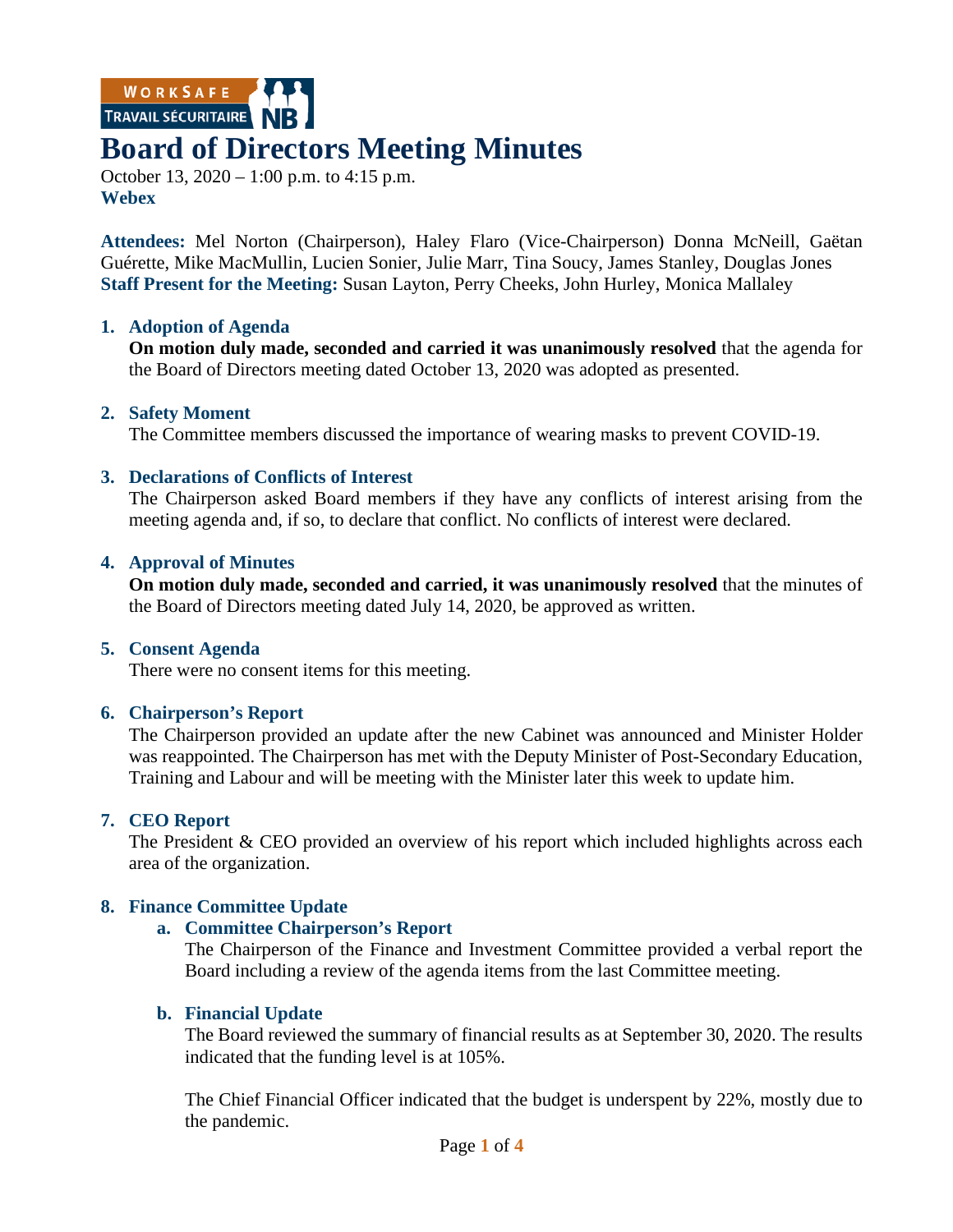# Board of Directors Meeting Minutes

October 13, 2020 – 1:00 p.m. to 4:15 p.m.
**Webex**

**Attendees:** Mel Norton (Chairperson), Haley Flaro (Vice-Chairperson) Donna McNeill, Gaëtan Guérette, Mike MacMullin, Lucien Sonier, Julie Marr, Tina Soucy, James Stanley, Douglas Jones
**Staff Present for the Meeting:** Susan Layton, Perry Cheeks, John Hurley, Monica Mallaley

## 1. Adoption of Agenda

**On motion duly made, seconded and carried it was unanimously resolved** that the agenda for the Board of Directors meeting dated October 13, 2020 was adopted as presented.

## 2. Safety Moment

The Committee members discussed the importance of wearing masks to prevent COVID-19.

## 3. Declarations of Conflicts of Interest

The Chairperson asked Board members if they have any conflicts of interest arising from the meeting agenda and, if so, to declare that conflict. No conflicts of interest were declared.

## 4. Approval of Minutes

**On motion duly made, seconded and carried, it was unanimously resolved** that the minutes of the Board of Directors meeting dated July 14, 2020, be approved as written.

## 5. Consent Agenda

There were no consent items for this meeting.

## 6. Chairperson's Report

The Chairperson provided an update after the new Cabinet was announced and Minister Holder was reappointed. The Chairperson has met with the Deputy Minister of Post-Secondary Education, Training and Labour and will be meeting with the Minister later this week to update him.

## 7. CEO Report

The President & CEO provided an overview of his report which included highlights across each area of the organization.

## 8. Finance Committee Update

### a. Committee Chairperson's Report

The Chairperson of the Finance and Investment Committee provided a verbal report the Board including a review of the agenda items from the last Committee meeting.

### b. Financial Update

The Board reviewed the summary of financial results as at September 30, 2020. The results indicated that the funding level is at 105%.

The Chief Financial Officer indicated that the budget is underspent by 22%, mostly due to the pandemic.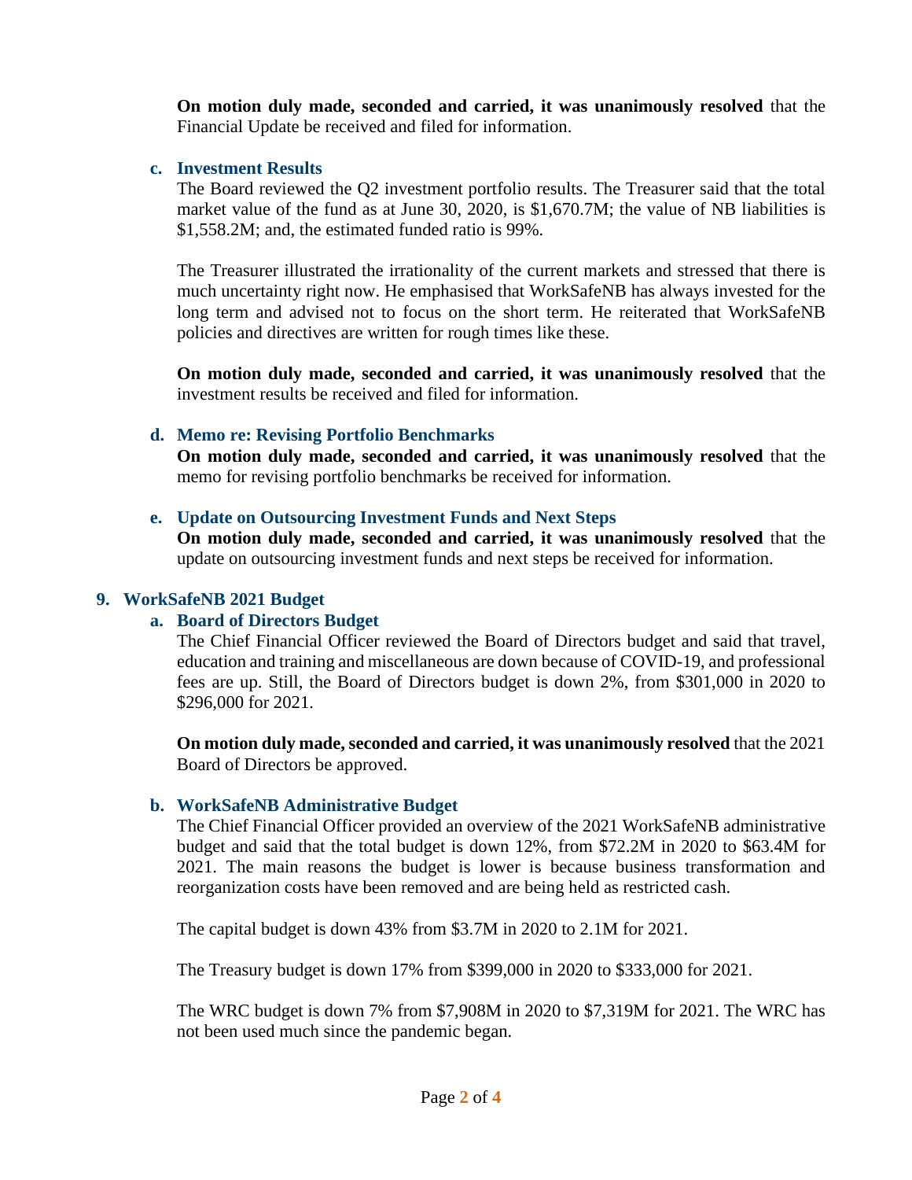**On motion duly made, seconded and carried, it was unanimously resolved** that the Financial Update be received and filed for information.

### c. Investment Results

The Board reviewed the Q2 investment portfolio results. The Treasurer said that the total market value of the fund as at June 30, 2020, is $1,670.7M; the value of NB liabilities is $1,558.2M; and, the estimated funded ratio is 99%.

The Treasurer illustrated the irrationality of the current markets and stressed that there is much uncertainty right now. He emphasised that WorkSafeNB has always invested for the long term and advised not to focus on the short term. He reiterated that WorkSafeNB policies and directives are written for rough times like these.

**On motion duly made, seconded and carried, it was unanimously resolved** that the investment results be received and filed for information.

### d. Memo re: Revising Portfolio Benchmarks

**On motion duly made, seconded and carried, it was unanimously resolved** that the memo for revising portfolio benchmarks be received for information.

### e. Update on Outsourcing Investment Funds and Next Steps

**On motion duly made, seconded and carried, it was unanimously resolved** that the update on outsourcing investment funds and next steps be received for information.

## 9. WorkSafeNB 2021 Budget

### a. Board of Directors Budget

The Chief Financial Officer reviewed the Board of Directors budget and said that travel, education and training and miscellaneous are down because of COVID-19, and professional fees are up. Still, the Board of Directors budget is down 2%, from $301,000 in 2020 to $296,000 for 2021.

**On motion duly made, seconded and carried, it was unanimously resolved** that the 2021 Board of Directors be approved.

### b. WorkSafeNB Administrative Budget

The Chief Financial Officer provided an overview of the 2021 WorkSafeNB administrative budget and said that the total budget is down 12%, from $72.2M in 2020 to $63.4M for 2021. The main reasons the budget is lower is because business transformation and reorganization costs have been removed and are being held as restricted cash.

The capital budget is down 43% from $3.7M in 2020 to 2.1M for 2021.

The Treasury budget is down 17% from $399,000 in 2020 to $333,000 for 2021.

The WRC budget is down 7% from $7,908M in 2020 to $7,319M for 2021. The WRC has not been used much since the pandemic began.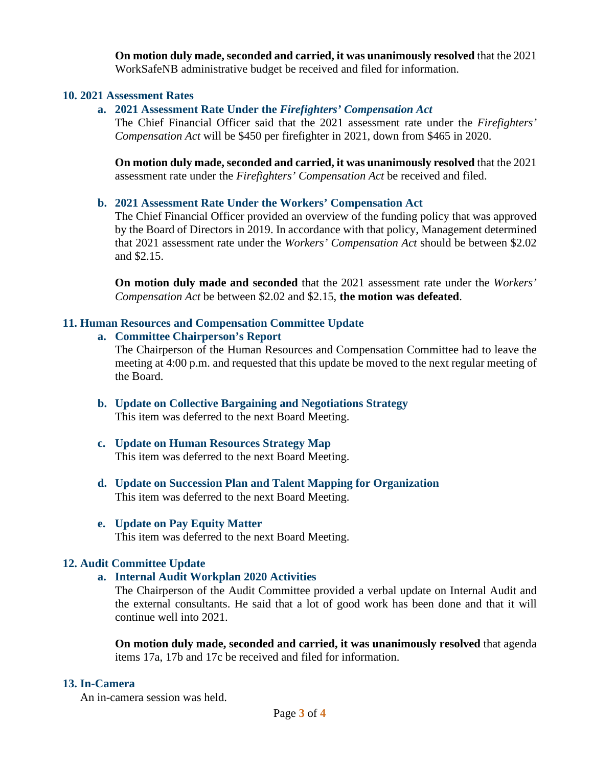**On motion duly made, seconded and carried, it was unanimously resolved** that the 2021 WorkSafeNB administrative budget be received and filed for information.

## 10. 2021 Assessment Rates

### a. 2021 Assessment Rate Under the *Firefighters' Compensation Act*

The Chief Financial Officer said that the 2021 assessment rate under the *Firefighters' Compensation Act* will be $450 per firefighter in 2021, down from $465 in 2020.

**On motion duly made, seconded and carried, it was unanimously resolved** that the 2021 assessment rate under the *Firefighters' Compensation Act* be received and filed.

### b. 2021 Assessment Rate Under the Workers' Compensation Act

The Chief Financial Officer provided an overview of the funding policy that was approved by the Board of Directors in 2019. In accordance with that policy, Management determined that 2021 assessment rate under the *Workers' Compensation Act* should be between $2.02 and $2.15.

**On motion duly made and seconded** that the 2021 assessment rate under the *Workers' Compensation Act* be between $2.02 and $2.15, **the motion was defeated**.

## 11. Human Resources and Compensation Committee Update

### a. Committee Chairperson's Report

The Chairperson of the Human Resources and Compensation Committee had to leave the meeting at 4:00 p.m. and requested that this update be moved to the next regular meeting of the Board.

### b. Update on Collective Bargaining and Negotiations Strategy

This item was deferred to the next Board Meeting.

### c. Update on Human Resources Strategy Map

This item was deferred to the next Board Meeting.

### d. Update on Succession Plan and Talent Mapping for Organization

This item was deferred to the next Board Meeting.

### e. Update on Pay Equity Matter

This item was deferred to the next Board Meeting.

## 12. Audit Committee Update

### a. Internal Audit Workplan 2020 Activities

The Chairperson of the Audit Committee provided a verbal update on Internal Audit and the external consultants. He said that a lot of good work has been done and that it will continue well into 2021.

**On motion duly made, seconded and carried, it was unanimously resolved** that agenda items 17a, 17b and 17c be received and filed for information.

## 13. In-Camera

An in-camera session was held.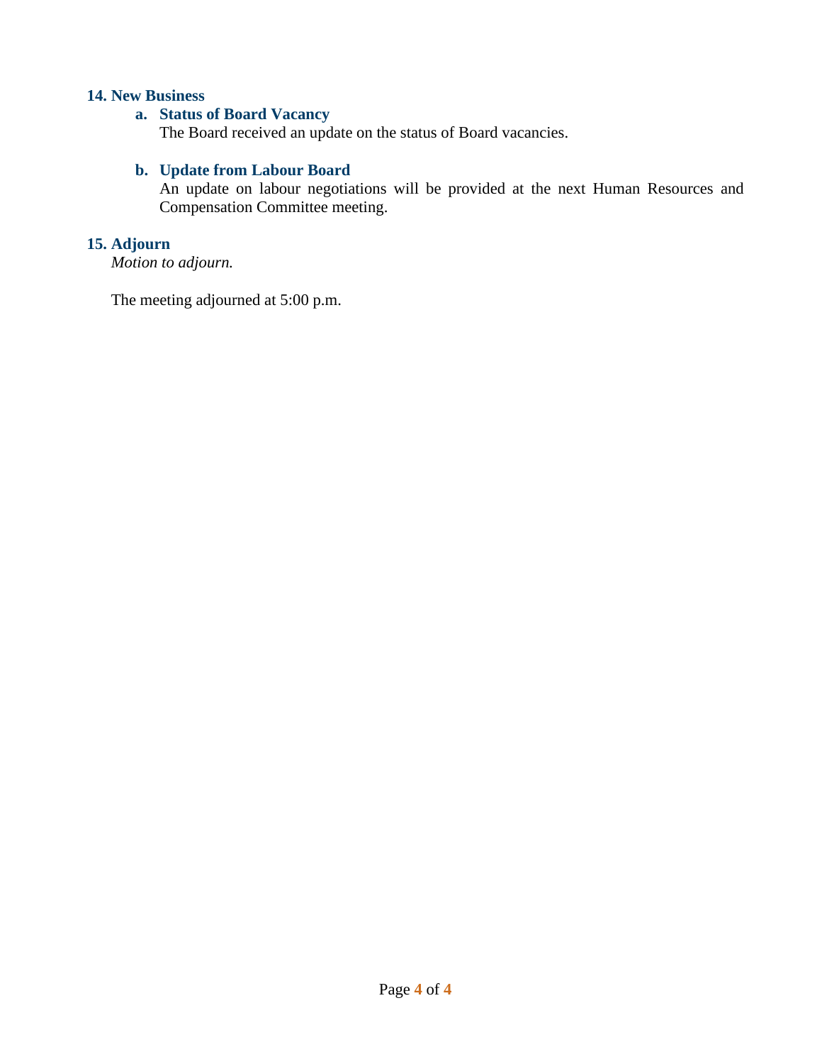## 14. New Business

### a. Status of Board Vacancy

The Board received an update on the status of Board vacancies.

### b. Update from Labour Board

An update on labour negotiations will be provided at the next Human Resources and Compensation Committee meeting.

## 15. Adjourn

*Motion to adjourn.*

The meeting adjourned at 5:00 p.m.